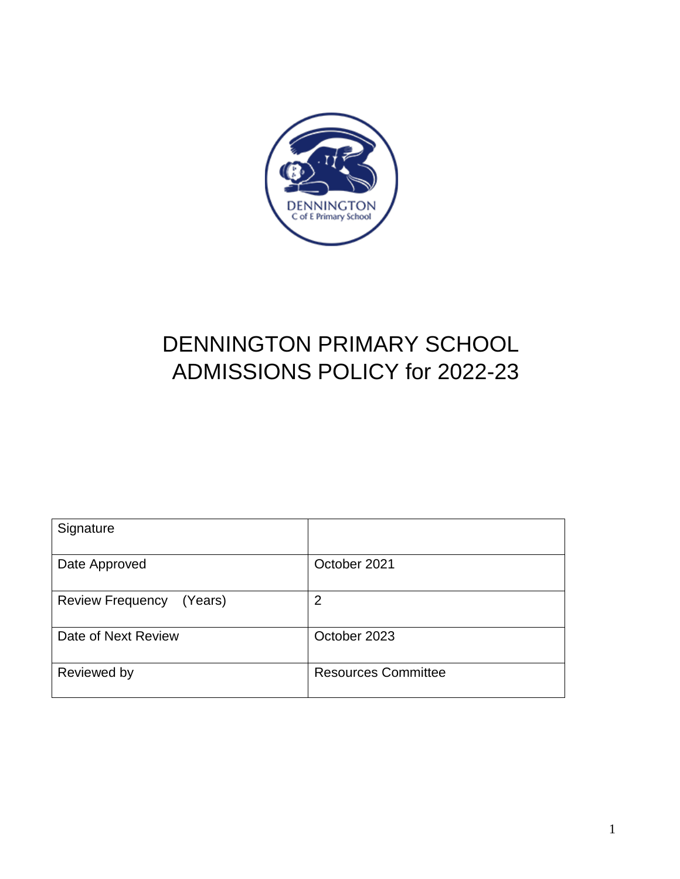# DENNINGTON PRIMARY SCHOOL ADMISSIONS POLICY for 2022-23

| Signature | |
| --- | --- |
| Date Approved | October 2021 |
| Review Frequency (Years) | 2 |
| Date of Next Review | October 2023 |
| Reviewed by | Resources Committee |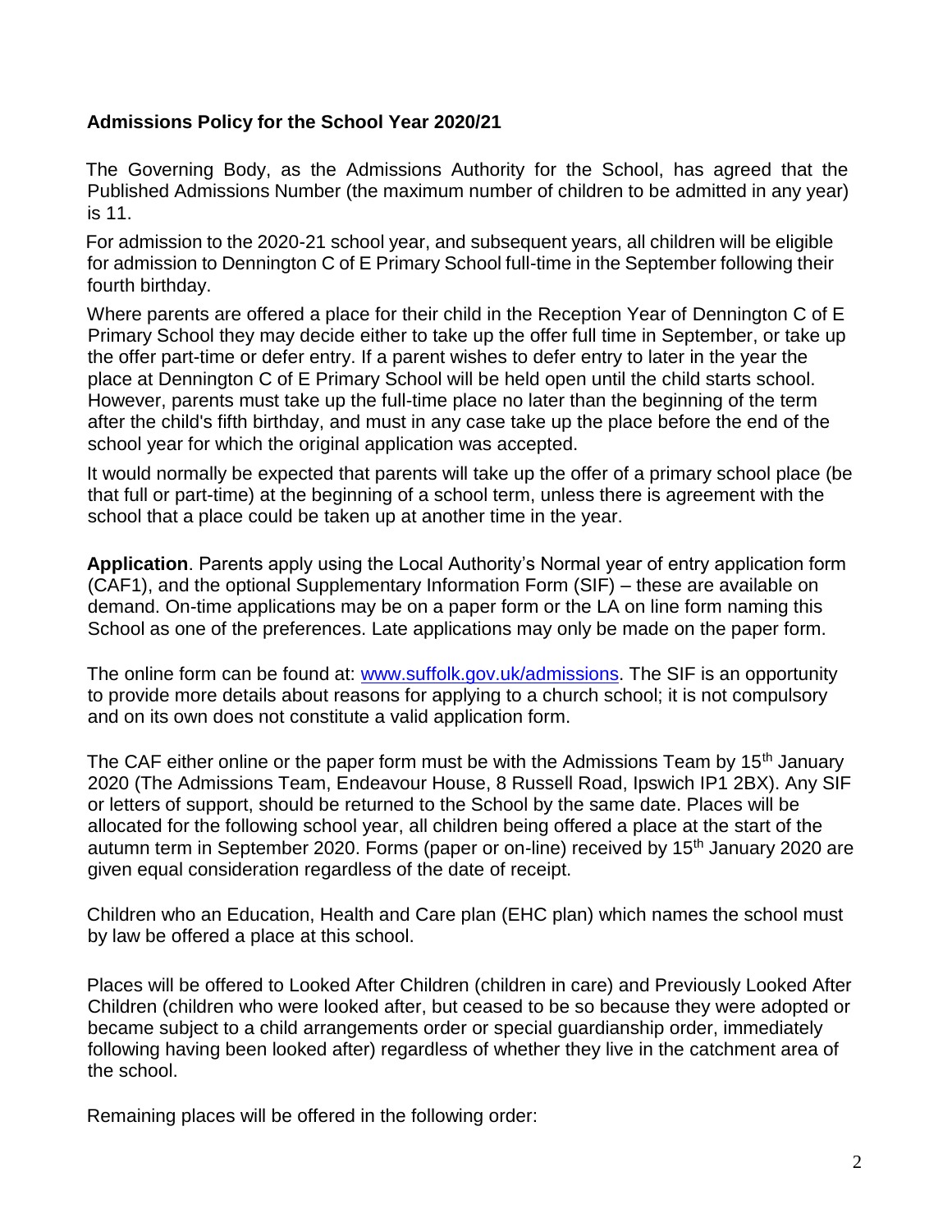**Admissions Policy for the School Year 2020/21**

The Governing Body, as the Admissions Authority for the School, has agreed that the Published Admissions Number (the maximum number of children to be admitted in any year) is 11.

For admission to the 2020-21 school year, and subsequent years, all children will be eligible for admission to Dennington C of E Primary School full-time in the September following their fourth birthday.

Where parents are offered a place for their child in the Reception Year of Dennington C of E Primary School they may decide either to take up the offer full time in September, or take up the offer part-time or defer entry. If a parent wishes to defer entry to later in the year the place at Dennington C of E Primary School will be held open until the child starts school. However, parents must take up the full-time place no later than the beginning of the term after the child's fifth birthday, and must in any case take up the place before the end of the school year for which the original application was accepted.

It would normally be expected that parents will take up the offer of a primary school place (be that full or part-time) at the beginning of a school term, unless there is agreement with the school that a place could be taken up at another time in the year.

**Application**. Parents apply using the Local Authority's Normal year of entry application form (CAF1), and the optional Supplementary Information Form (SIF) – these are available on demand. On-time applications may be on a paper form or the LA on line form naming this School as one of the preferences. Late applications may only be made on the paper form.

The online form can be found at: [www.suffolk.gov.uk/admissions](www.suffolk.gov.uk/admissions). The SIF is an opportunity to provide more details about reasons for applying to a church school; it is not compulsory and on its own does not constitute a valid application form.

The CAF either online or the paper form must be with the Admissions Team by 15th January 2020 (The Admissions Team, Endeavour House, 8 Russell Road, Ipswich IP1 2BX). Any SIF or letters of support, should be returned to the School by the same date. Places will be allocated for the following school year, all children being offered a place at the start of the autumn term in September 2020. Forms (paper or on-line) received by 15th January 2020 are given equal consideration regardless of the date of receipt.

Children who an Education, Health and Care plan (EHC plan) which names the school must by law be offered a place at this school.

Places will be offered to Looked After Children (children in care) and Previously Looked After Children (children who were looked after, but ceased to be so because they were adopted or became subject to a child arrangements order or special guardianship order, immediately following having been looked after) regardless of whether they live in the catchment area of the school.

Remaining places will be offered in the following order: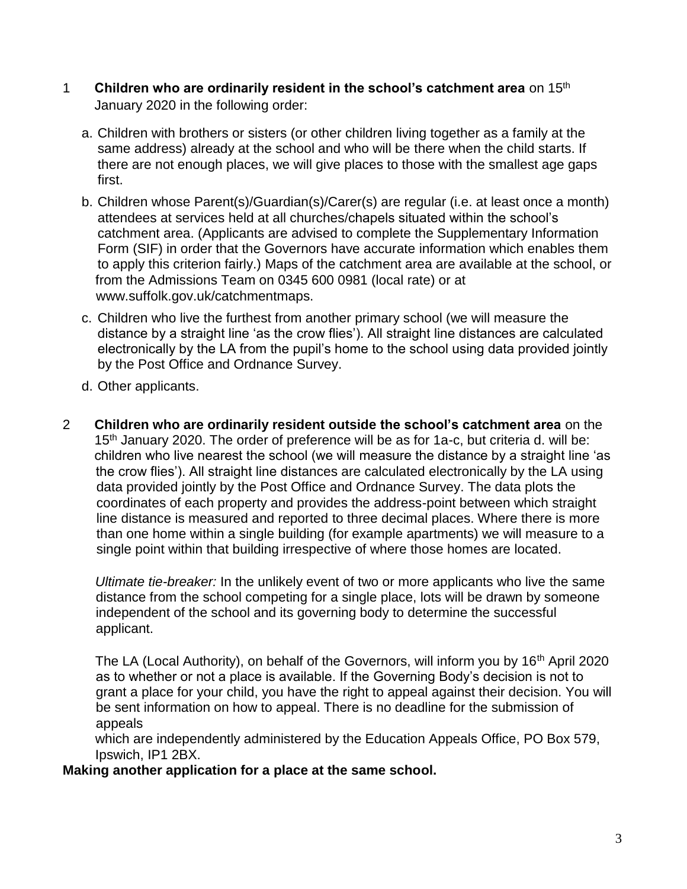1 **Children who are ordinarily resident in the school's catchment area** on 15th January 2020 in the following order:

a. Children with brothers or sisters (or other children living together as a family at the same address) already at the school and who will be there when the child starts. If there are not enough places, we will give places to those with the smallest age gaps first.

b. Children whose Parent(s)/Guardian(s)/Carer(s) are regular (i.e. at least once a month) attendees at services held at all churches/chapels situated within the school's catchment area. (Applicants are advised to complete the Supplementary Information Form (SIF) in order that the Governors have accurate information which enables them to apply this criterion fairly.) Maps of the catchment area are available at the school, or from the Admissions Team on 0345 600 0981 (local rate) or at www.suffolk.gov.uk/catchmentmaps.

c. Children who live the furthest from another primary school (we will measure the distance by a straight line 'as the crow flies'). All straight line distances are calculated electronically by the LA from the pupil's home to the school using data provided jointly by the Post Office and Ordnance Survey.

d. Other applicants.

2 **Children who are ordinarily resident outside the school's catchment area** on the 15th January 2020. The order of preference will be as for 1a-c, but criteria d. will be: children who live nearest the school (we will measure the distance by a straight line 'as the crow flies'). All straight line distances are calculated electronically by the LA using data provided jointly by the Post Office and Ordnance Survey. The data plots the coordinates of each property and provides the address-point between which straight line distance is measured and reported to three decimal places. Where there is more than one home within a single building (for example apartments) we will measure to a single point within that building irrespective of where those homes are located.

*Ultimate tie-breaker:* In the unlikely event of two or more applicants who live the same distance from the school competing for a single place, lots will be drawn by someone independent of the school and its governing body to determine the successful applicant.

The LA (Local Authority), on behalf of the Governors, will inform you by 16th April 2020 as to whether or not a place is available. If the Governing Body's decision is not to grant a place for your child, you have the right to appeal against their decision. You will be sent information on how to appeal. There is no deadline for the submission of appeals which are independently administered by the Education Appeals Office, PO Box 579, Ipswich, IP1 2BX.

**Making another application for a place at the same school.**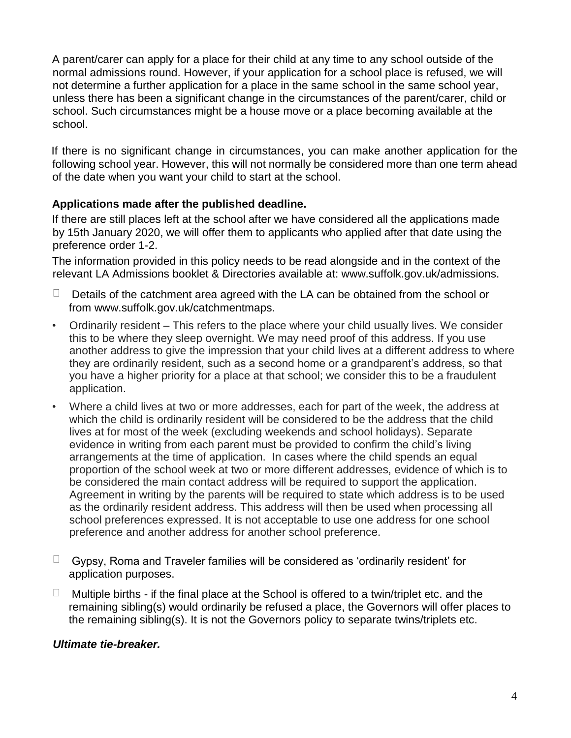A parent/carer can apply for a place for their child at any time to any school outside of the normal admissions round. However, if your application for a school place is refused, we will not determine a further application for a place in the same school in the same school year, unless there has been a significant change in the circumstances of the parent/carer, child or school. Such circumstances might be a house move or a place becoming available at the school.

If there is no significant change in circumstances, you can make another application for the following school year. However, this will not normally be considered more than one term ahead of the date when you want your child to start at the school.

**Applications made after the published deadline.**

If there are still places left at the school after we have considered all the applications made by 15th January 2020, we will offer them to applicants who applied after that date using the preference order 1-2.

The information provided in this policy needs to be read alongside and in the context of the relevant LA Admissions booklet & Directories available at: www.suffolk.gov.uk/admissions.

- Details of the catchment area agreed with the LA can be obtained from the school or from www.suffolk.gov.uk/catchmentmaps.
- Ordinarily resident – This refers to the place where your child usually lives. We consider this to be where they sleep overnight. We may need proof of this address. If you use another address to give the impression that your child lives at a different address to where they are ordinarily resident, such as a second home or a grandparent's address, so that you have a higher priority for a place at that school; we consider this to be a fraudulent application.
- Where a child lives at two or more addresses, each for part of the week, the address at which the child is ordinarily resident will be considered to be the address that the child lives at for most of the week (excluding weekends and school holidays). Separate evidence in writing from each parent must be provided to confirm the child's living arrangements at the time of application. In cases where the child spends an equal proportion of the school week at two or more different addresses, evidence of which is to be considered the main contact address will be required to support the application. Agreement in writing by the parents will be required to state which address is to be used as the ordinarily resident address. This address will then be used when processing all school preferences expressed. It is not acceptable to use one address for one school preference and another address for another school preference.
- Gypsy, Roma and Traveler families will be considered as 'ordinarily resident' for application purposes.
- Multiple births - if the final place at the School is offered to a twin/triplet etc. and the remaining sibling(s) would ordinarily be refused a place, the Governors will offer places to the remaining sibling(s). It is not the Governors policy to separate twins/triplets etc.

***Ultimate tie-breaker.***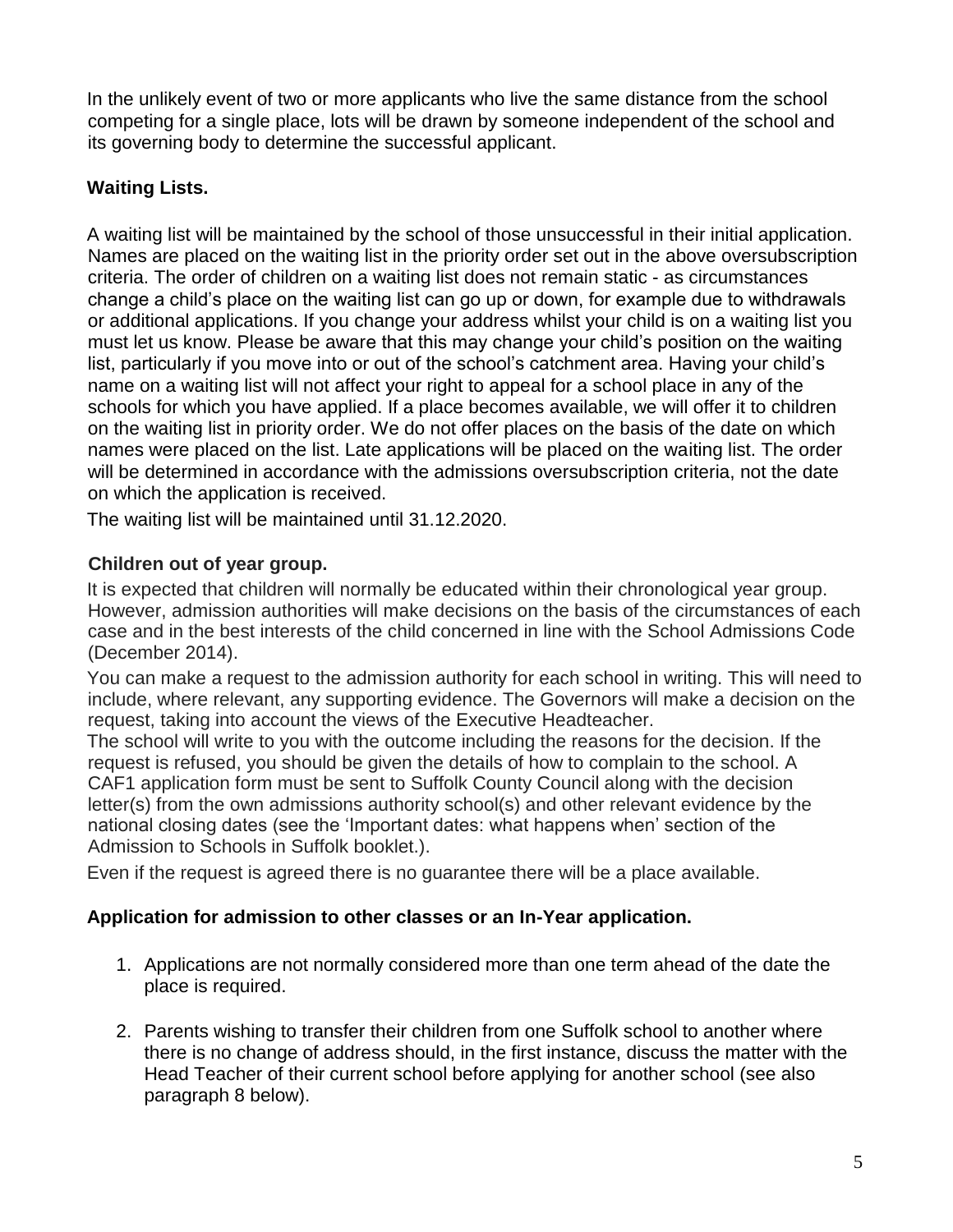In the unlikely event of two or more applicants who live the same distance from the school competing for a single place, lots will be drawn by someone independent of the school and its governing body to determine the successful applicant.

### Waiting Lists.

A waiting list will be maintained by the school of those unsuccessful in their initial application. Names are placed on the waiting list in the priority order set out in the above oversubscription criteria. The order of children on a waiting list does not remain static - as circumstances change a child's place on the waiting list can go up or down, for example due to withdrawals or additional applications. If you change your address whilst your child is on a waiting list you must let us know. Please be aware that this may change your child's position on the waiting list, particularly if you move into or out of the school's catchment area. Having your child's name on a waiting list will not affect your right to appeal for a school place in any of the schools for which you have applied. If a place becomes available, we will offer it to children on the waiting list in priority order. We do not offer places on the basis of the date on which names were placed on the list. Late applications will be placed on the waiting list. The order will be determined in accordance with the admissions oversubscription criteria, not the date on which the application is received.

The waiting list will be maintained until 31.12.2020.

### Children out of year group.

It is expected that children will normally be educated within their chronological year group. However, admission authorities will make decisions on the basis of the circumstances of each case and in the best interests of the child concerned in line with the School Admissions Code (December 2014).

You can make a request to the admission authority for each school in writing. This will need to include, where relevant, any supporting evidence. The Governors will make a decision on the request, taking into account the views of the Executive Headteacher.

The school will write to you with the outcome including the reasons for the decision. If the request is refused, you should be given the details of how to complain to the school. A CAF1 application form must be sent to Suffolk County Council along with the decision letter(s) from the own admissions authority school(s) and other relevant evidence by the national closing dates (see the 'Important dates: what happens when' section of the Admission to Schools in Suffolk booklet.).

Even if the request is agreed there is no guarantee there will be a place available.

### Application for admission to other classes or an In-Year application.

1. Applications are not normally considered more than one term ahead of the date the place is required.

2. Parents wishing to transfer their children from one Suffolk school to another where there is no change of address should, in the first instance, discuss the matter with the Head Teacher of their current school before applying for another school (see also paragraph 8 below).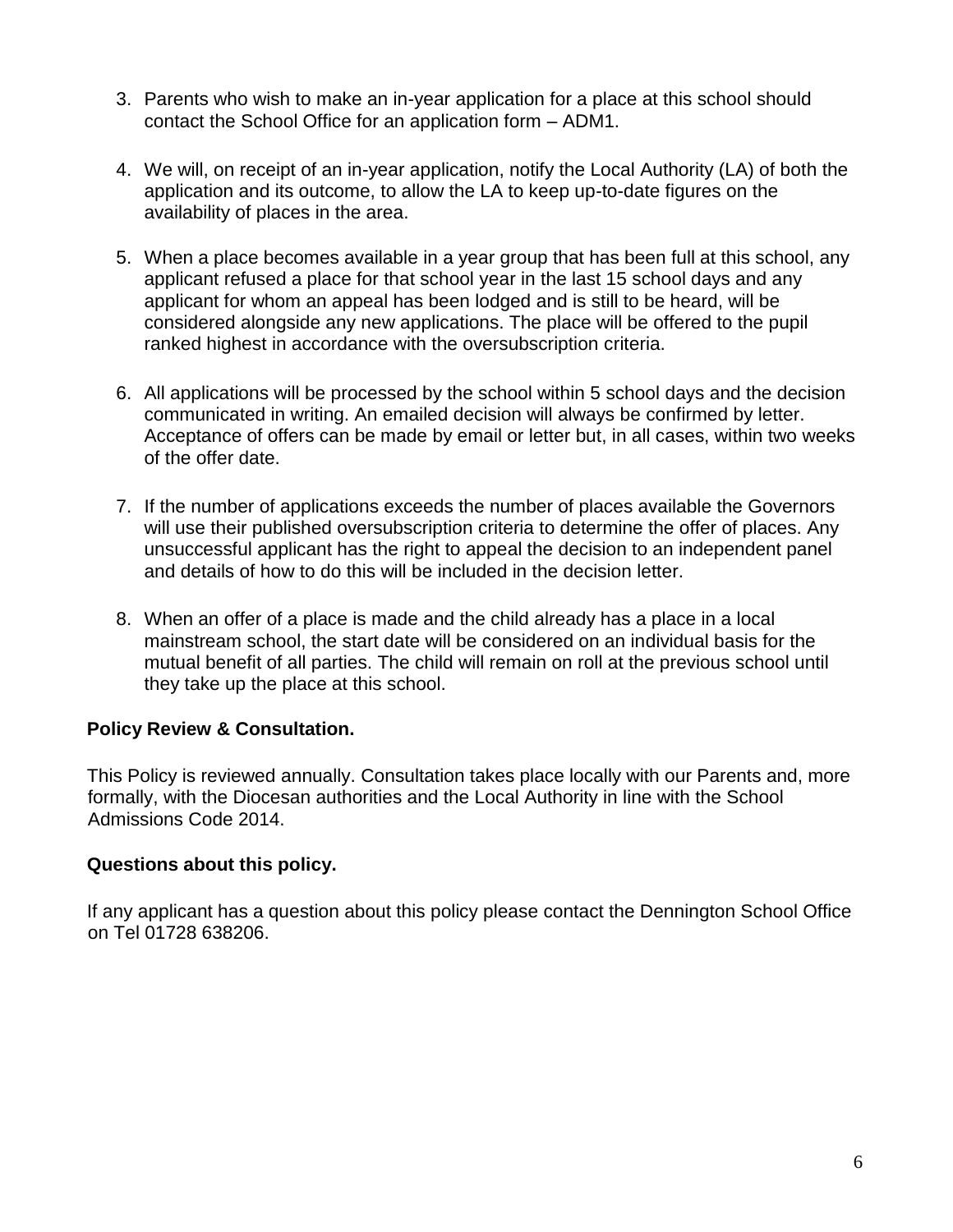3. Parents who wish to make an in-year application for a place at this school should contact the School Office for an application form – ADM1.

4. We will, on receipt of an in-year application, notify the Local Authority (LA) of both the application and its outcome, to allow the LA to keep up-to-date figures on the availability of places in the area.

5. When a place becomes available in a year group that has been full at this school, any applicant refused a place for that school year in the last 15 school days and any applicant for whom an appeal has been lodged and is still to be heard, will be considered alongside any new applications. The place will be offered to the pupil ranked highest in accordance with the oversubscription criteria.

6. All applications will be processed by the school within 5 school days and the decision communicated in writing. An emailed decision will always be confirmed by letter. Acceptance of offers can be made by email or letter but, in all cases, within two weeks of the offer date.

7. If the number of applications exceeds the number of places available the Governors will use their published oversubscription criteria to determine the offer of places. Any unsuccessful applicant has the right to appeal the decision to an independent panel and details of how to do this will be included in the decision letter.

8. When an offer of a place is made and the child already has a place in a local mainstream school, the start date will be considered on an individual basis for the mutual benefit of all parties. The child will remain on roll at the previous school until they take up the place at this school.

**Policy Review & Consultation.**

This Policy is reviewed annually. Consultation takes place locally with our Parents and, more formally, with the Diocesan authorities and the Local Authority in line with the School Admissions Code 2014.

**Questions about this policy.**

If any applicant has a question about this policy please contact the Dennington School Office on Tel 01728 638206.